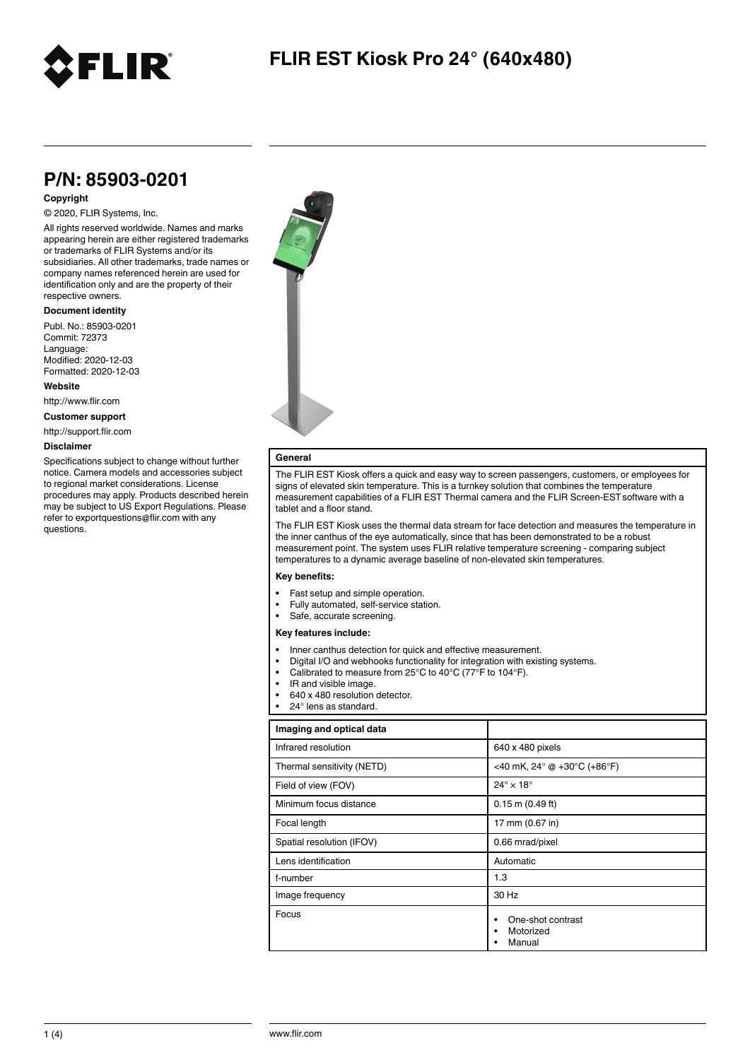# FLIR EST Kiosk Pro 24° (640x480)

## P/N: 85903-0201

**Copyright**

© 2020, FLIR Systems, Inc.

All rights reserved worldwide. Names and marks appearing herein are either registered trademarks or trademarks of FLIR Systems and/or its subsidiaries. All other trademarks, trade names or company names referenced herein are used for identification only and are the property of their respective owners.

**Document identity**

Publ. No.: 85903-0201
Commit: 72373
Language:
Modified: 2020-12-03
Formatted: 2020-12-03

**Website**

http://www.flir.com

**Customer support**

http://support.flir.com

**Disclaimer**

Specifications subject to change without further notice. Camera models and accessories subject to regional market considerations. License procedures may apply. Products described herein may be subject to US Export Regulations. Please refer to exportquestions@flir.com with any questions.

**General**

The FLIR EST Kiosk offers a quick and easy way to screen passengers, customers, or employees for signs of elevated skin temperature. This is a turnkey solution that combines the temperature measurement capabilities of a FLIR EST Thermal camera and the FLIR Screen-EST software with a tablet and a floor stand.

The FLIR EST Kiosk uses the thermal data stream for face detection and measures the temperature in the inner canthus of the eye automatically, since that has been demonstrated to be a robust measurement point. The system uses FLIR relative temperature screening - comparing subject temperatures to a dynamic average baseline of non-elevated skin temperatures.

**Key benefits:**

- Fast setup and simple operation.
- Fully automated, self-service station.
- Safe, accurate screening.

**Key features include:**

- Inner canthus detection for quick and effective measurement.
- Digital I/O and webhooks functionality for integration with existing systems.
- Calibrated to measure from 25°C to 40°C (77°F to 104°F).
- IR and visible image.
- 640 x 480 resolution detector.
- 24° lens as standard.

| Imaging and optical data | |
|---|---|
| Infrared resolution | 640 x 480 pixels |
| Thermal sensitivity (NETD) | <40 mK, 24° @ +30°C (+86°F) |
| Field of view (FOV) | 24° × 18° |
| Minimum focus distance | 0.15 m (0.49 ft) |
| Focal length | 17 mm (0.67 in) |
| Spatial resolution (IFOV) | 0.66 mrad/pixel |
| Lens identification | Automatic |
| f-number | 1.3 |
| Image frequency | 30 Hz |
| Focus | • One-shot contrast<br>• Motorized<br>• Manual |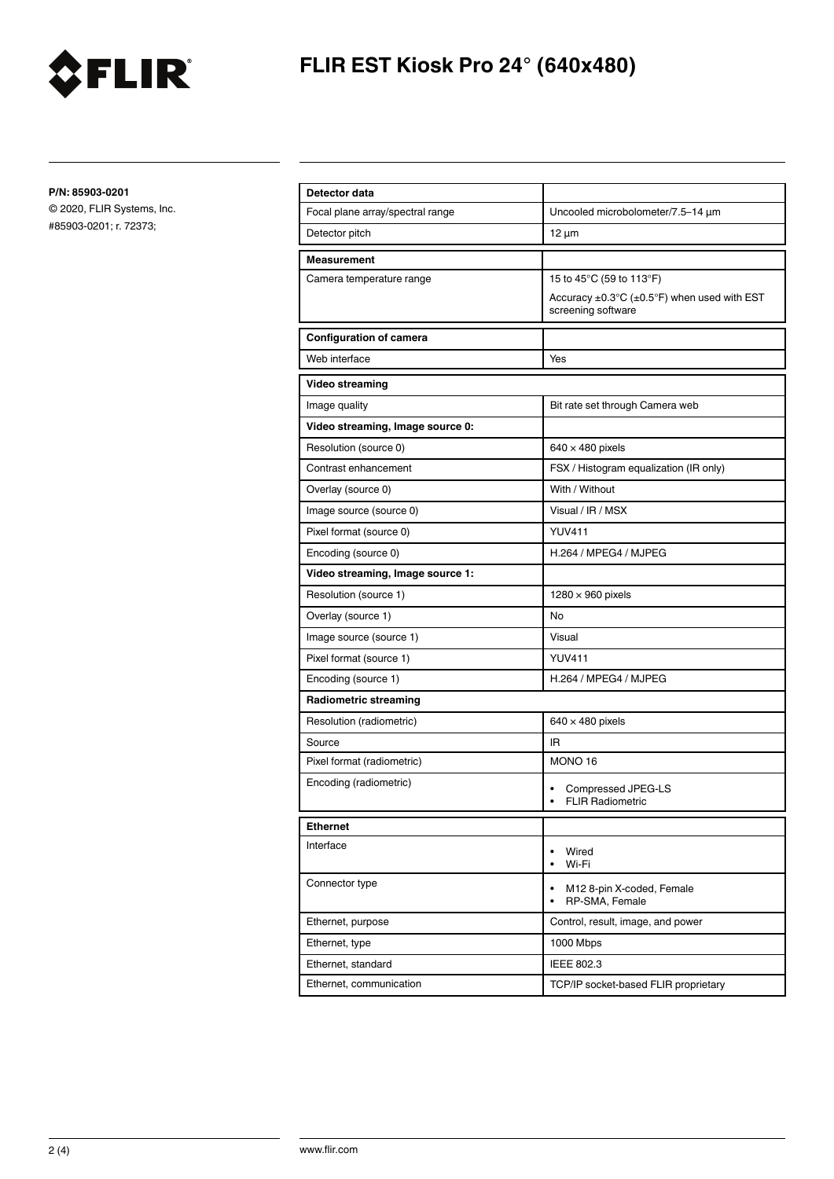# FLIR EST Kiosk Pro 24° (640x480)

**P/N: 85903-0201**

© 2020, FLIR Systems, Inc.

#85903-0201; r. 72373;

| **Detector data** | |
|---|---|
| Focal plane array/spectral range | Uncooled microbolometer/7.5–14 µm |
| Detector pitch | 12 µm |

| **Measurement** | |
|---|---|
| Camera temperature range | 15 to 45°C (59 to 113°F)<br>Accuracy ±0.3°C (±0.5°F) when used with EST screening software |

| **Configuration of camera** | |
|---|---|
| Web interface | Yes |

| **Video streaming** | |
|---|---|
| Image quality | Bit rate set through Camera web |
| **Video streaming, Image source 0:** | |
| Resolution (source 0) | 640 × 480 pixels |
| Contrast enhancement | FSX / Histogram equalization (IR only) |
| Overlay (source 0) | With / Without |
| Image source (source 0) | Visual / IR / MSX |
| Pixel format (source 0) | YUV411 |
| Encoding (source 0) | H.264 / MPEG4 / MJPEG |
| **Video streaming, Image source 1:** | |
| Resolution (source 1) | 1280 × 960 pixels |
| Overlay (source 1) | No |
| Image source (source 1) | Visual |
| Pixel format (source 1) | YUV411 |
| Encoding (source 1) | H.264 / MPEG4 / MJPEG |
| **Radiometric streaming** | |
| Resolution (radiometric) | 640 × 480 pixels |
| Source | IR |
| Pixel format (radiometric) | MONO 16 |
| Encoding (radiometric) | • Compressed JPEG-LS<br>• FLIR Radiometric |

| **Ethernet** | |
|---|---|
| Interface | • Wired<br>• Wi-Fi |
| Connector type | • M12 8-pin X-coded, Female<br>• RP-SMA, Female |
| Ethernet, purpose | Control, result, image, and power |
| Ethernet, type | 1000 Mbps |
| Ethernet, standard | IEEE 802.3 |
| Ethernet, communication | TCP/IP socket-based FLIR proprietary |

www.flir.com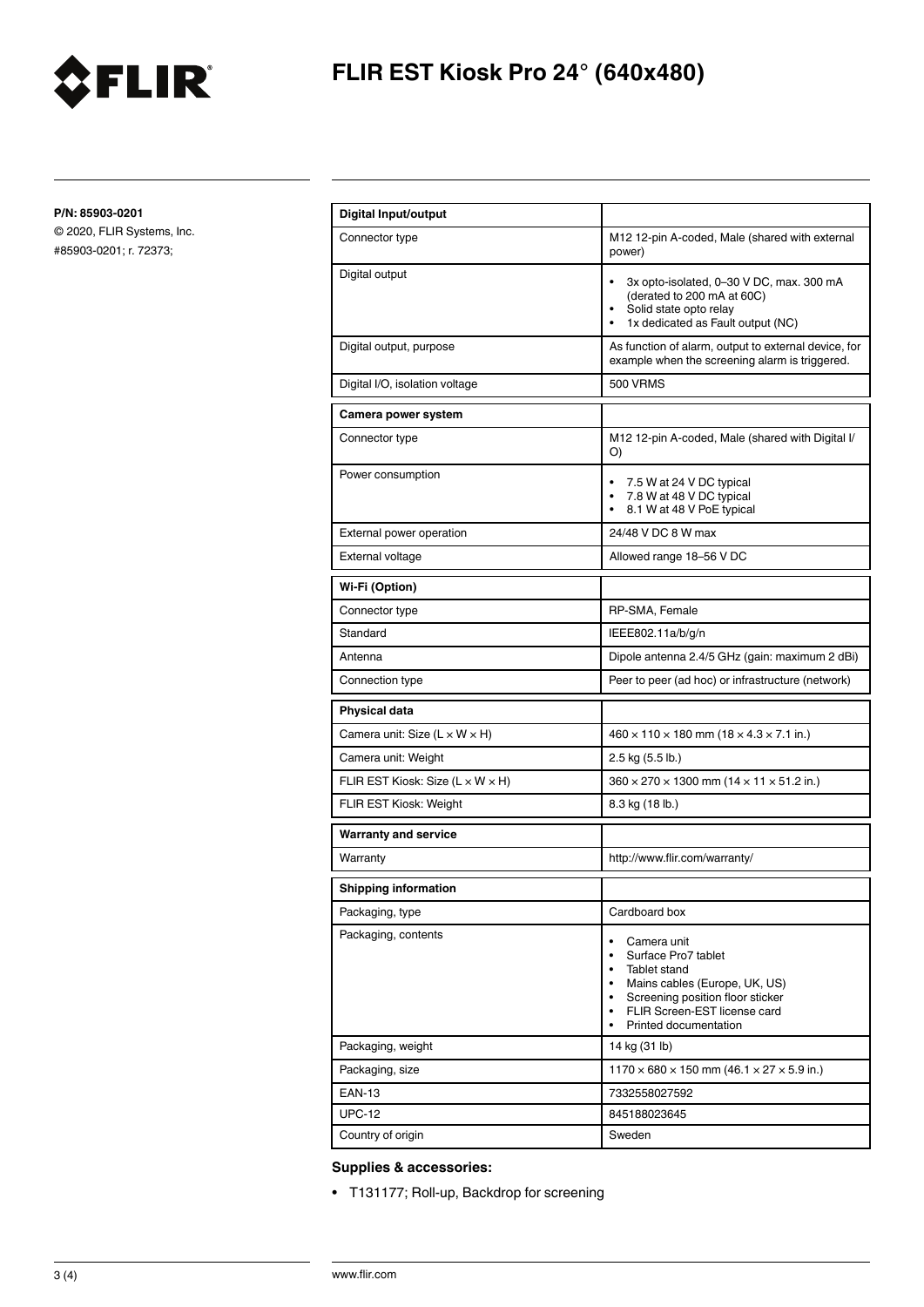**P/N: 85903-0201**

© 2020, FLIR Systems, Inc.

#85903-0201; r. 72373;

| **Digital Input/output** | |
| --- | --- |
| Connector type | M12 12-pin A-coded, Male (shared with external power) |
| Digital output | • 3x opto-isolated, 0–30 V DC, max. 300 mA (derated to 200 mA at 60C)<br>• Solid state opto relay<br>• 1x dedicated as Fault output (NC) |
| Digital output, purpose | As function of alarm, output to external device, for example when the screening alarm is triggered. |
| Digital I/O, isolation voltage | 500 VRMS |

| **Camera power system** | |
| --- | --- |
| Connector type | M12 12-pin A-coded, Male (shared with Digital I/O) |
| Power consumption | • 7.5 W at 24 V DC typical<br>• 7.8 W at 48 V DC typical<br>• 8.1 W at 48 V PoE typical |
| External power operation | 24/48 V DC 8 W max |
| External voltage | Allowed range 18–56 V DC |

| **Wi-Fi (Option)** | |
| --- | --- |
| Connector type | RP-SMA, Female |
| Standard | IEEE802.11a/b/g/n |
| Antenna | Dipole antenna 2.4/5 GHz (gain: maximum 2 dBi) |
| Connection type | Peer to peer (ad hoc) or infrastructure (network) |

| **Physical data** | |
| --- | --- |
| Camera unit: Size (L × W × H) | 460 × 110 × 180 mm (18 × 4.3 × 7.1 in.) |
| Camera unit: Weight | 2.5 kg (5.5 lb.) |
| FLIR EST Kiosk: Size (L × W × H) | 360 × 270 × 1300 mm (14 × 11 × 51.2 in.) |
| FLIR EST Kiosk: Weight | 8.3 kg (18 lb.) |

| **Warranty and service** | |
| --- | --- |
| Warranty | http://www.flir.com/warranty/ |

| **Shipping information** | |
| --- | --- |
| Packaging, type | Cardboard box |
| Packaging, contents | • Camera unit<br>• Surface Pro7 tablet<br>• Tablet stand<br>• Mains cables (Europe, UK, US)<br>• Screening position floor sticker<br>• FLIR Screen-EST license card<br>• Printed documentation |
| Packaging, weight | 14 kg (31 lb) |
| Packaging, size | 1170 × 680 × 150 mm (46.1 × 27 × 5.9 in.) |
| EAN-13 | 7332558027592 |
| UPC-12 | 845188023645 |
| Country of origin | Sweden |

**Supplies & accessories:**

- T131177; Roll-up, Backdrop for screening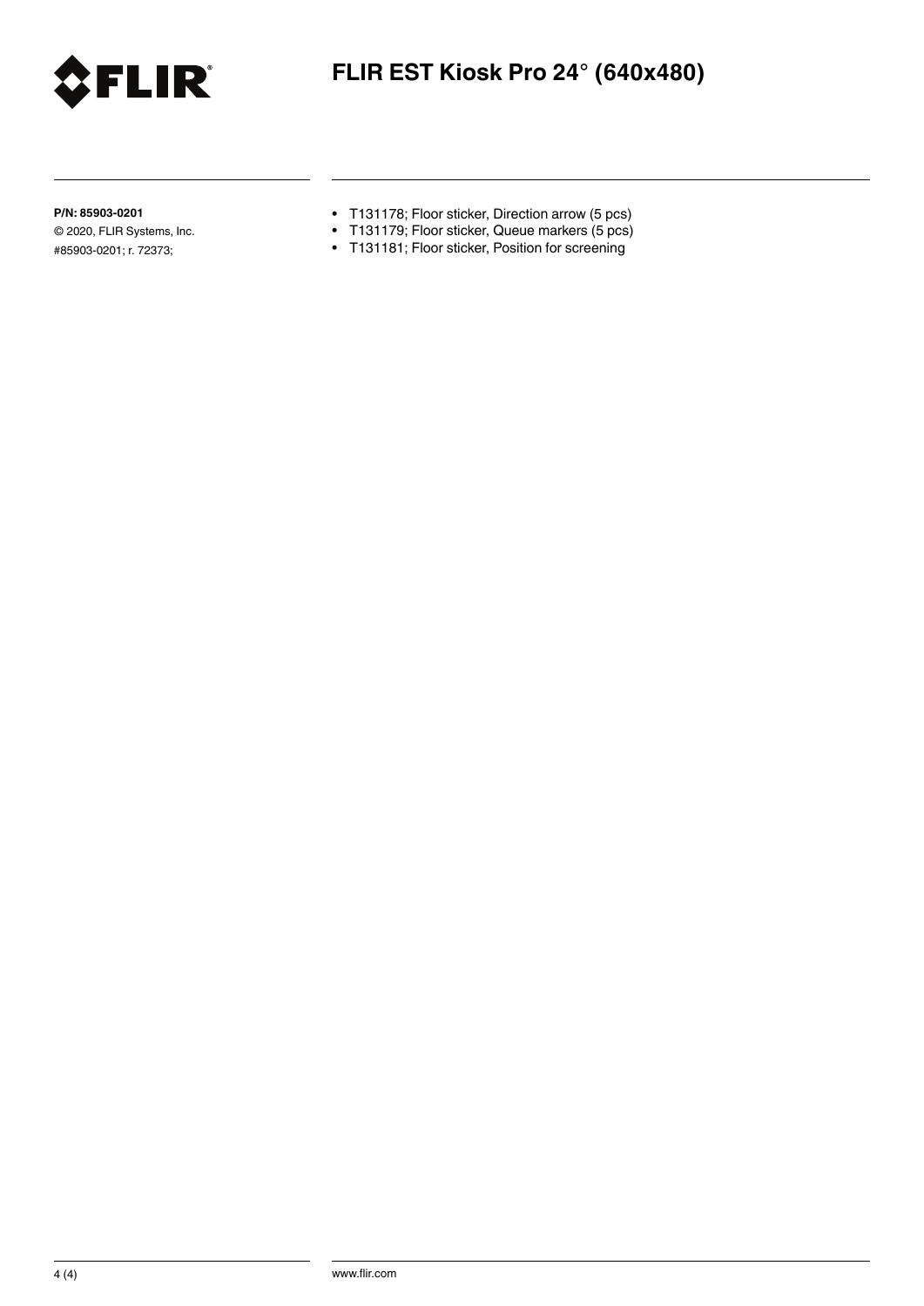- T131178; Floor sticker, Direction arrow (5 pcs)
- T131179; Floor sticker, Queue markers (5 pcs)
- T131181; Floor sticker, Position for screening

**P/N: 85903-0201**

© 2020, FLIR Systems, Inc.

#85903-0201; r. 72373;